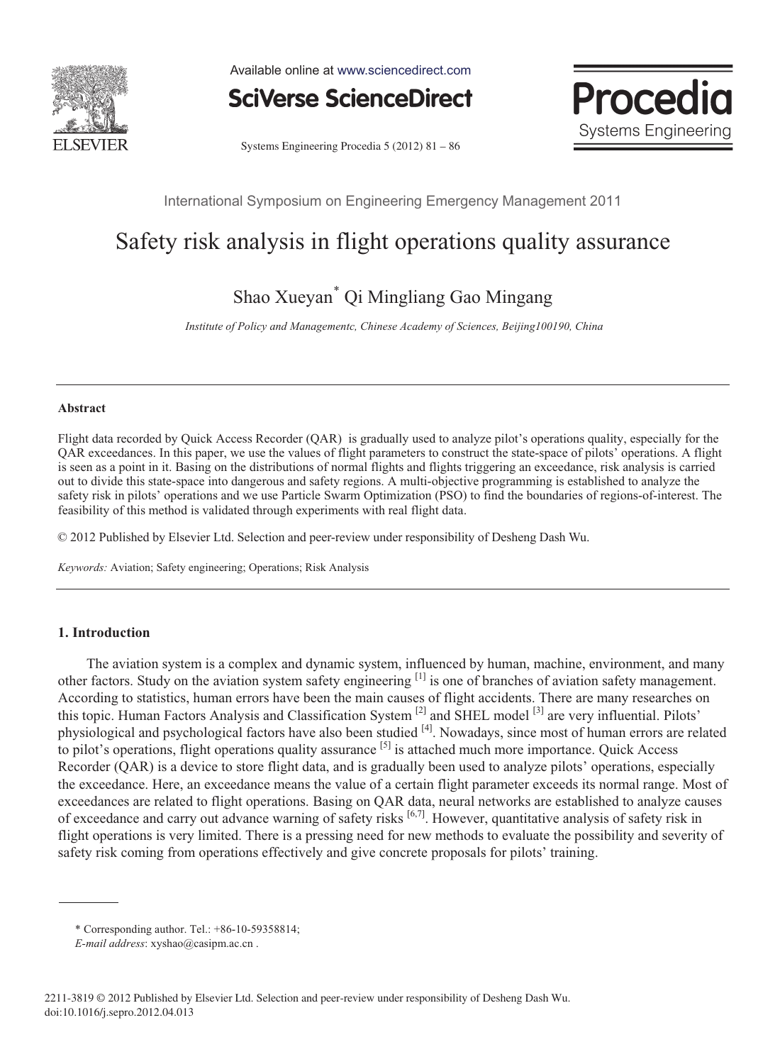International Symposium on Engineering Emergency Management 2011

# Safety risk analysis in flight operations quality assurance

Shao Xueyan* Qi Mingliang Gao Mingang

*Institute of Policy and Managementc, Chinese Academy of Sciences, Beijing100190, China*

---

### Abstract

Flight data recorded by Quick Access Recorder (QAR) is gradually used to analyze pilot's operations quality, especially for the QAR exceedances. In this paper, we use the values of flight parameters to construct the state-space of pilots' operations. A flight is seen as a point in it. Basing on the distributions of normal flights and flights triggering an exceedance, risk analysis is carried out to divide this state-space into dangerous and safety regions. A multi-objective programming is established to analyze the safety risk in pilots' operations and we use Particle Swarm Optimization (PSO) to find the boundaries of regions-of-interest. The feasibility of this method is validated through experiments with real flight data.

© 2012 Published by Elsevier Ltd. Selection and peer-review under responsibility of Desheng Dash Wu.

*Keywords:* Aviation; Safety engineering; Operations; Risk Analysis

---

## 1. Introduction

The aviation system is a complex and dynamic system, influenced by human, machine, environment, and many other factors. Study on the aviation system safety engineering [1] is one of branches of aviation safety management. According to statistics, human errors have been the main causes of flight accidents. There are many researches on this topic. Human Factors Analysis and Classification System [2] and SHEL model [3] are very influential. Pilots' physiological and psychological factors have also been studied [4]. Nowadays, since most of human errors are related to pilot's operations, flight operations quality assurance [5] is attached much more importance. Quick Access Recorder (QAR) is a device to store flight data, and is gradually been used to analyze pilots' operations, especially the exceedance. Here, an exceedance means the value of a certain flight parameter exceeds its normal range. Most of exceedances are related to flight operations. Basing on QAR data, neural networks are established to analyze causes of exceedance and carry out advance warning of safety risks [6,7]. However, quantitative analysis of safety risk in flight operations is very limited. There is a pressing need for new methods to evaluate the possibility and severity of safety risk coming from operations effectively and give concrete proposals for pilots' training.

---

\* Corresponding author. Tel.: +86-10-59358814;
*E-mail address*: xyshao@casipm.ac.cn .

2211-3819 © 2012 Published by Elsevier Ltd. Selection and peer-review under responsibility of Desheng Dash Wu.
doi:10.1016/j.sepro.2012.04.013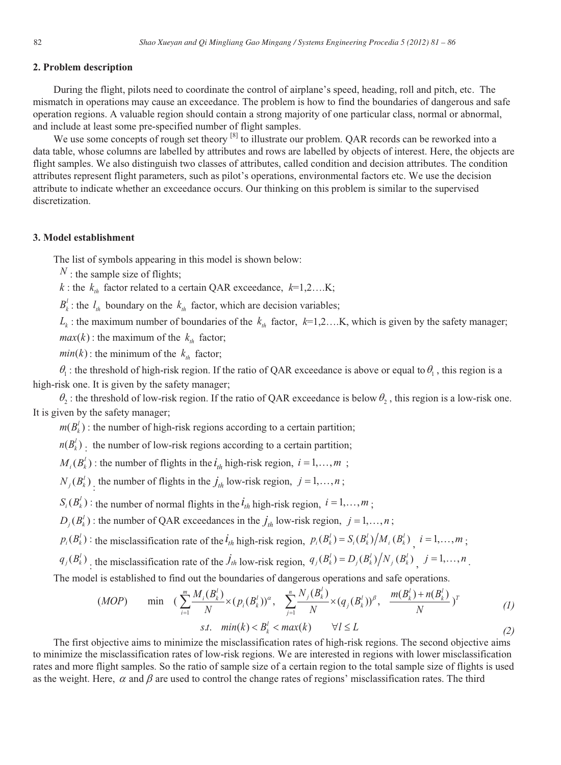## 2. Problem description

During the flight, pilots need to coordinate the control of airplane's speed, heading, roll and pitch, etc. The mismatch in operations may cause an exceedance. The problem is how to find the boundaries of dangerous and safe operation regions. A valuable region should contain a strong majority of one particular class, normal or abnormal, and include at least some pre-specified number of flight samples.

We use some concepts of rough set theory [8] to illustrate our problem. QAR records can be reworked into a data table, whose columns are labelled by attributes and rows are labelled by objects of interest. Here, the objects are flight samples. We also distinguish two classes of attributes, called condition and decision attributes. The condition attributes represent flight parameters, such as pilot's operations, environmental factors etc. We use the decision attribute to indicate whether an exceedance occurs. Our thinking on this problem is similar to the supervised discretization.

## 3. Model establishment

The list of symbols appearing in this model is shown below:

$N$ : the sample size of flights;

$k$ : the $k_{th}$ factor related to a certain QAR exceedance, $k$=1,2….K;

$B_k^l$ : the $l_{th}$ boundary on the $k_{th}$ factor, which are decision variables;

$L_k$ : the maximum number of boundaries of the $k_{th}$ factor, $k$=1,2….K, which is given by the safety manager;

$max(k)$ : the maximum of the $k_{th}$ factor;

$min(k)$ : the minimum of the $k_{th}$ factor;

$\theta_1$ : the threshold of high-risk region. If the ratio of QAR exceedance is above or equal to $\theta_1$, this region is a high-risk one. It is given by the safety manager;

$\theta_2$ : the threshold of low-risk region. If the ratio of QAR exceedance is below $\theta_2$, this region is a low-risk one. It is given by the safety manager;

$m(B_k^l)$ : the number of high-risk regions according to a certain partition;

$n(B_k^l)$ : the number of low-risk regions according to a certain partition;

$M_i(B_k^l)$ : the number of flights in the $i_{th}$ high-risk region, $i = 1,\ldots,m$ ;

$N_j(B_k^l)$ : the number of flights in the $j_{th}$ low-risk region, $j = 1,\ldots,n$ ;

$S_i(B_k^l)$ : the number of normal flights in the $i_{th}$ high-risk region, $i = 1,\ldots,m$ ;

$D_j(B_k^l)$ : the number of QAR exceedances in the $j_{th}$ low-risk region, $j = 1,\ldots,n$ ;

$p_i(B_k^l)$ : the misclassification rate of the $i_{th}$ high-risk region, $p_i(B_k^l) = S_i(B_k^l)/M_i(B_k^l)$, $i = 1,\ldots,m$ ;

$q_j(B_k^l)$ : the misclassification rate of the $j_{th}$ low-risk region, $q_j(B_k^l) = D_j(B_k^l)/N_j(B_k^l)$, $j = 1,\ldots,n$ .

The model is established to find out the boundaries of dangerous operations and safe operations.

$$(MOP) \qquad \min \quad \left( \sum_{i=1}^{m} \frac{M_i(B_k^l)}{N} \times (p_i(B_k^l))^{\alpha}, \quad \sum_{j=1}^{n} \frac{N_j(B_k^l)}{N} \times (q_j(B_k^l))^{\beta}, \quad \frac{m(B_k^l) + n(B_k^l)}{N} \right)^T \tag{1}$$

$$s.t. \quad min(k) < B_k^l < max(k) \qquad \forall l \le L \tag{2}$$

The first objective aims to minimize the misclassification rates of high-risk regions. The second objective aims to minimize the misclassification rates of low-risk regions. We are interested in regions with lower misclassification rates and more flight samples. So the ratio of sample size of a certain region to the total sample size of flights is used as the weight. Here, $\alpha$ and $\beta$ are used to control the change rates of regions' misclassification rates. The third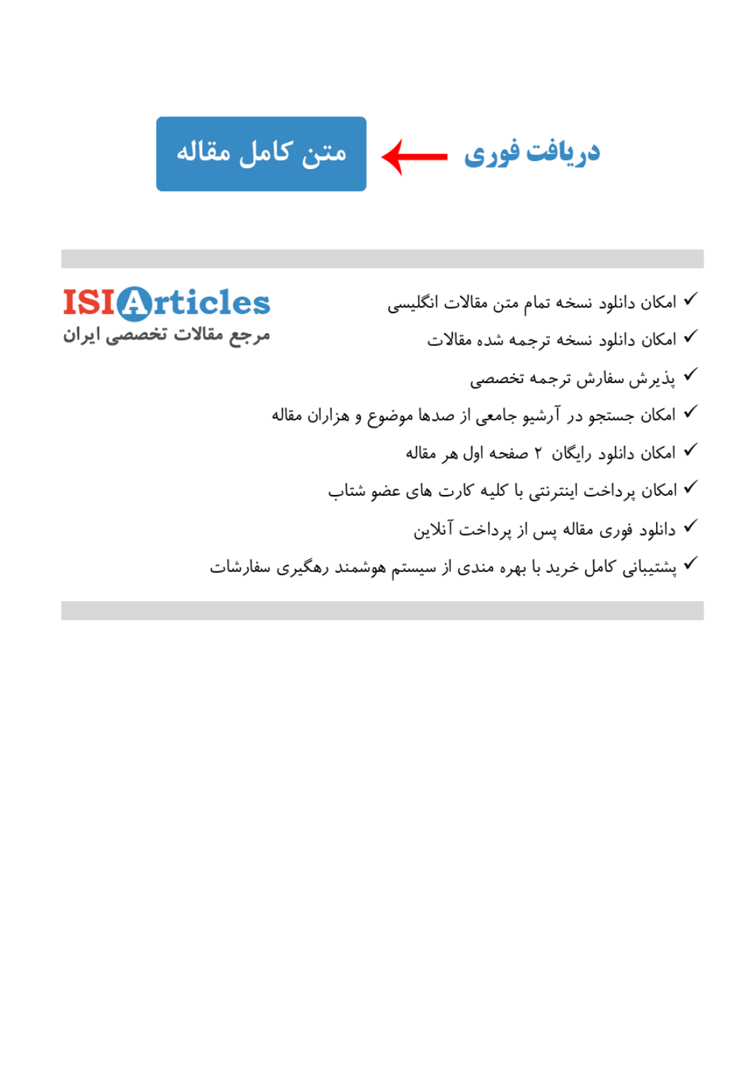دریافت فوری ← متن کامل مقاله

ISIArticles
مرجع مقالات تخصصی ایران

- ✓ امکان دانلود نسخه تمام متن مقالات انگلیسی
- ✓ امکان دانلود نسخه ترجمه شده مقالات
- ✓ پذیرش سفارش ترجمه تخصصی
- ✓ امکان جستجو در آرشیو جامعی از صدها موضوع و هزاران مقاله
- ✓ امکان دانلود رایگان ۲ صفحه اول هر مقاله
- ✓ امکان پرداخت اینترنتی با کلیه کارت های عضو شتاب
- ✓ دانلود فوری مقاله پس از پرداخت آنلاین
- ✓ پشتیبانی کامل خرید با بهره مندی از سیستم هوشمند رهگیری سفارشات